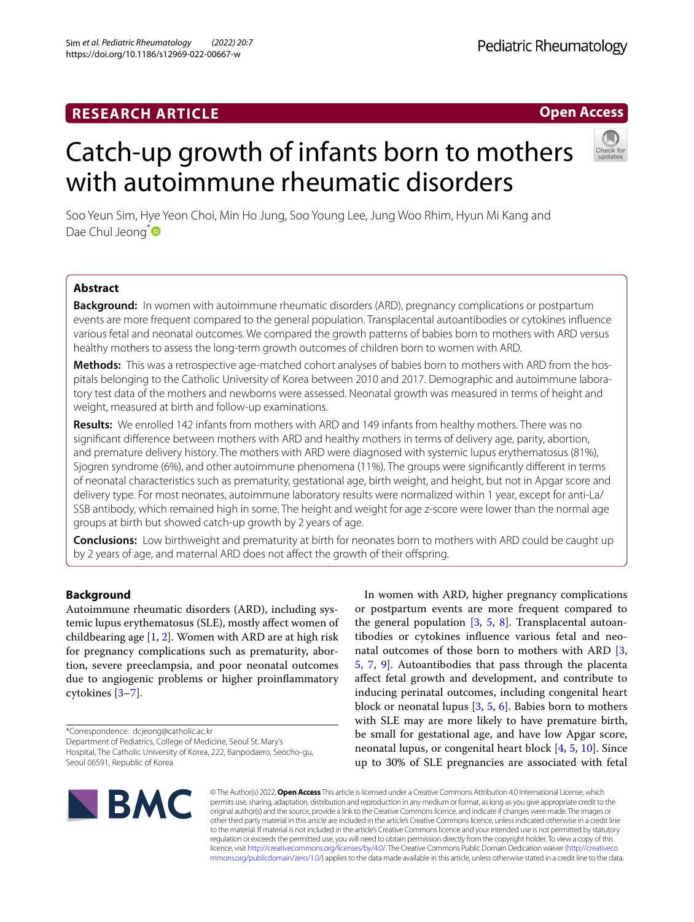RESEARCH ARTICLE

Open Access

# Catch-up growth of infants born to mothers with autoimmune rheumatic disorders

Soo Yeun Sim, Hye Yeon Choi, Min Ho Jung, Soo Young Lee, Jung Woo Rhim, Hyun Mi Kang and Dae Chul Jeong*

## Abstract

**Background:** In women with autoimmune rheumatic disorders (ARD), pregnancy complications or postpartum events are more frequent compared to the general population. Transplacental autoantibodies or cytokines influence various fetal and neonatal outcomes. We compared the growth patterns of babies born to mothers with ARD versus healthy mothers to assess the long-term growth outcomes of children born to women with ARD.

**Methods:** This was a retrospective age-matched cohort analyses of babies born to mothers with ARD from the hospitals belonging to the Catholic University of Korea between 2010 and 2017. Demographic and autoimmune laboratory test data of the mothers and newborns were assessed. Neonatal growth was measured in terms of height and weight, measured at birth and follow-up examinations.

**Results:** We enrolled 142 infants from mothers with ARD and 149 infants from healthy mothers. There was no significant difference between mothers with ARD and healthy mothers in terms of delivery age, parity, abortion, and premature delivery history. The mothers with ARD were diagnosed with systemic lupus erythematosus (81%), Sjogren syndrome (6%), and other autoimmune phenomena (11%). The groups were significantly different in terms of neonatal characteristics such as prematurity, gestational age, birth weight, and height, but not in Apgar score and delivery type. For most neonates, autoimmune laboratory results were normalized within 1 year, except for anti-La/SSB antibody, which remained high in some. The height and weight for age z-score were lower than the normal age groups at birth but showed catch-up growth by 2 years of age.

**Conclusions:** Low birthweight and prematurity at birth for neonates born to mothers with ARD could be caught up by 2 years of age, and maternal ARD does not affect the growth of their offspring.

## Background

Autoimmune rheumatic disorders (ARD), including systemic lupus erythematosus (SLE), mostly affect women of childbearing age [1, 2]. Women with ARD are at high risk for pregnancy complications such as prematurity, abortion, severe preeclampsia, and poor neonatal outcomes due to angiogenic problems or higher proinflammatory cytokines [3–7].

In women with ARD, higher pregnancy complications or postpartum events are more frequent compared to the general population [3, 5, 8]. Transplacental autoantibodies or cytokines influence various fetal and neonatal outcomes of those born to mothers with ARD [3, 5, 7, 9]. Autoantibodies that pass through the placenta affect fetal growth and development, and contribute to inducing perinatal outcomes, including congenital heart block or neonatal lupus [3, 5, 6]. Babies born to mothers with SLE may are more likely to have premature birth, be small for gestational age, and have low Apgar score, neonatal lupus, or congenital heart block [4, 5, 10]. Since up to 30% of SLE pregnancies are associated with fetal

*Correspondence: dcjeong@catholic.ac.kr
Department of Pediatrics, College of Medicine, Seoul St. Mary's Hospital, The Catholic University of Korea, 222, Banpodaero, Seocho-gu, Seoul 06591, Republic of Korea

© The Author(s) 2022. **Open Access** This article is licensed under a Creative Commons Attribution 4.0 International License, which permits use, sharing, adaptation, distribution and reproduction in any medium or format, as long as you give appropriate credit to the original author(s) and the source, provide a link to the Creative Commons licence, and indicate if changes were made. The images or other third party material in this article are included in the article's Creative Commons licence, unless indicated otherwise in a credit line to the material. If material is not included in the article's Creative Commons licence and your intended use is not permitted by statutory regulation or exceeds the permitted use, you will need to obtain permission directly from the copyright holder. To view a copy of this licence, visit http://creativecommons.org/licenses/by/4.0/. The Creative Commons Public Domain Dedication waiver (http://creativecommons.org/publicdomain/zero/1.0/) applies to the data made available in this article, unless otherwise stated in a credit line to the data.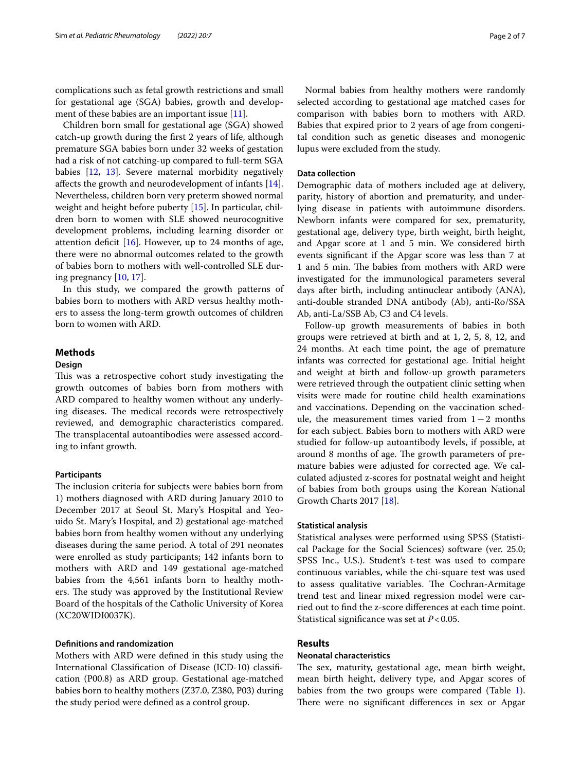complications such as fetal growth restrictions and small for gestational age (SGA) babies, growth and development of these babies are an important issue [11].

Children born small for gestational age (SGA) showed catch-up growth during the first 2 years of life, although premature SGA babies born under 32 weeks of gestation had a risk of not catching-up compared to full-term SGA babies [12, 13]. Severe maternal morbidity negatively affects the growth and neurodevelopment of infants [14]. Nevertheless, children born very preterm showed normal weight and height before puberty [15]. In particular, children born to women with SLE showed neurocognitive development problems, including learning disorder or attention deficit [16]. However, up to 24 months of age, there were no abnormal outcomes related to the growth of babies born to mothers with well-controlled SLE during pregnancy [10, 17].

In this study, we compared the growth patterns of babies born to mothers with ARD versus healthy mothers to assess the long-term growth outcomes of children born to women with ARD.

## Methods

### Design

This was a retrospective cohort study investigating the growth outcomes of babies born from mothers with ARD compared to healthy women without any underlying diseases. The medical records were retrospectively reviewed, and demographic characteristics compared. The transplacental autoantibodies were assessed according to infant growth.

### Participants

The inclusion criteria for subjects were babies born from 1) mothers diagnosed with ARD during January 2010 to December 2017 at Seoul St. Mary's Hospital and Yeouido St. Mary's Hospital, and 2) gestational age-matched babies born from healthy women without any underlying diseases during the same period. A total of 291 neonates were enrolled as study participants; 142 infants born to mothers with ARD and 149 gestational age-matched babies from the 4,561 infants born to healthy mothers. The study was approved by the Institutional Review Board of the hospitals of the Catholic University of Korea (XC20WIDI0037K).

### Definitions and randomization

Mothers with ARD were defined in this study using the International Classification of Disease (ICD-10) classification (P00.8) as ARD group. Gestational age-matched babies born to healthy mothers (Z37.0, Z380, P03) during the study period were defined as a control group.

Normal babies from healthy mothers were randomly selected according to gestational age matched cases for comparison with babies born to mothers with ARD. Babies that expired prior to 2 years of age from congenital condition such as genetic diseases and monogenic lupus were excluded from the study.

### Data collection

Demographic data of mothers included age at delivery, parity, history of abortion and prematurity, and underlying disease in patients with autoimmune disorders. Newborn infants were compared for sex, prematurity, gestational age, delivery type, birth weight, birth height, and Apgar score at 1 and 5 min. We considered birth events significant if the Apgar score was less than 7 at 1 and 5 min. The babies from mothers with ARD were investigated for the immunological parameters several days after birth, including antinuclear antibody (ANA), anti-double stranded DNA antibody (Ab), anti-Ro/SSA Ab, anti-La/SSB Ab, C3 and C4 levels.

Follow-up growth measurements of babies in both groups were retrieved at birth and at 1, 2, 5, 8, 12, and 24 months. At each time point, the age of premature infants was corrected for gestational age. Initial height and weight at birth and follow-up growth parameters were retrieved through the outpatient clinic setting when visits were made for routine child health examinations and vaccinations. Depending on the vaccination schedule, the measurement times varied from 1 − 2 months for each subject. Babies born to mothers with ARD were studied for follow-up autoantibody levels, if possible, at around 8 months of age. The growth parameters of premature babies were adjusted for corrected age. We calculated adjusted z-scores for postnatal weight and height of babies from both groups using the Korean National Growth Charts 2017 [18].

### Statistical analysis

Statistical analyses were performed using SPSS (Statistical Package for the Social Sciences) software (ver. 25.0; SPSS Inc., U.S.). Student's t-test was used to compare continuous variables, while the chi-square test was used to assess qualitative variables. The Cochran-Armitage trend test and linear mixed regression model were carried out to find the z-score differences at each time point. Statistical significance was set at $P<0.05$.

## Results

### Neonatal characteristics

The sex, maturity, gestational age, mean birth weight, mean birth height, delivery type, and Apgar scores of babies from the two groups were compared (Table 1). There were no significant differences in sex or Apgar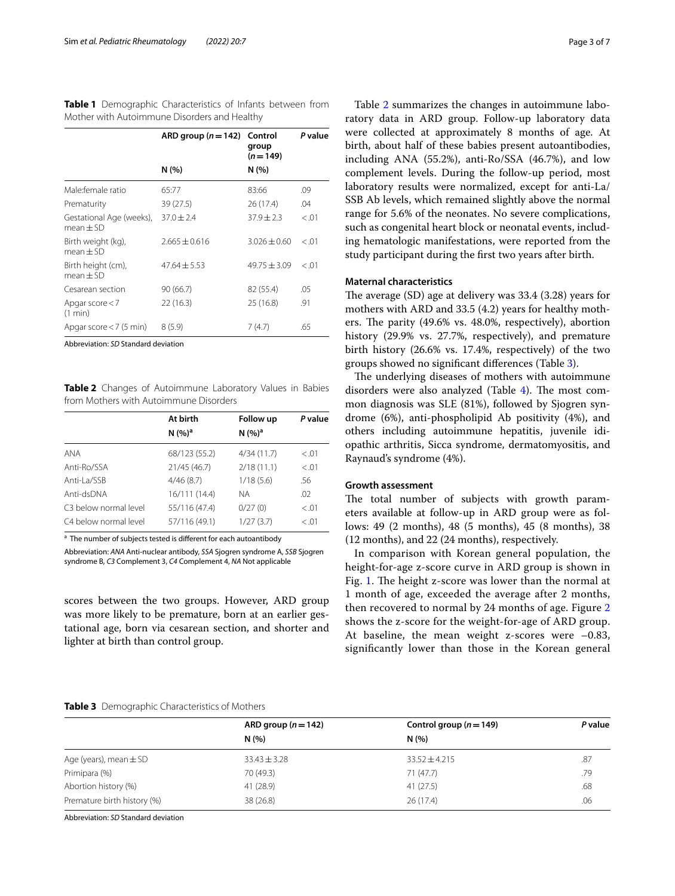**Table 1** Demographic Characteristics of Infants between from Mother with Autoimmune Disorders and Healthy

| | ARD group (n = 142) | Control group (n = 149) | P value |
|---|---|---|---|
| | N (%) | N (%) | |
| Male:female ratio | 65:77 | 83:66 | .09 |
| Prematurity | 39 (27.5) | 26 (17.4) | .04 |
| Gestational Age (weeks), mean ± SD | 37.0 ± 2.4 | 37.9 ± 2.3 | <.01 |
| Birth weight (kg), mean ± SD | 2.665 ± 0.616 | 3.026 ± 0.60 | <.01 |
| Birth height (cm), mean ± SD | 47.64 ± 5.53 | 49.75 ± 3.09 | <.01 |
| Cesarean section | 90 (66.7) | 82 (55.4) | .05 |
| Apgar score < 7 (1 min) | 22 (16.3) | 25 (16.8) | .91 |
| Apgar score < 7 (5 min) | 8 (5.9) | 7 (4.7) | .65 |

Abbreviation: *SD* Standard deviation

**Table 2** Changes of Autoimmune Laboratory Values in Babies from Mothers with Autoimmune Disorders

| | At birth | Follow up | P value |
|---|---|---|---|
| | N (%)[a] | N (%)[a] | |
| ANA | 68/123 (55.2) | 4/34 (11.7) | <.01 |
| Anti-Ro/SSA | 21/45 (46.7) | 2/18 (11.1) | <.01 |
| Anti-La/SSB | 4/46 (8.7) | 1/18 (5.6) | .56 |
| Anti-dsDNA | 16/111 (14.4) | NA | .02 |
| C3 below normal level | 55/116 (47.4) | 0/27 (0) | <.01 |
| C4 below normal level | 57/116 (49.1) | 1/27 (3.7) | <.01 |

[a] The number of subjects tested is different for each autoantibody

Abbreviation: *ANA* Anti-nuclear antibody, *SSA* Sjogren syndrome A, *SSB* Sjogren syndrome B, *C3* Complement 3, *C4* Complement 4, *NA* Not applicable

scores between the two groups. However, ARD group was more likely to be premature, born at an earlier gestational age, born via cesarean section, and shorter and lighter at birth than control group.

Table 2 summarizes the changes in autoimmune laboratory data in ARD group. Follow-up laboratory data were collected at approximately 8 months of age. At birth, about half of these babies present autoantibodies, including ANA (55.2%), anti-Ro/SSA (46.7%), and low complement levels. During the follow-up period, most laboratory results were normalized, except for anti-La/SSB Ab levels, which remained slightly above the normal range for 5.6% of the neonates. No severe complications, such as congenital heart block or neonatal events, including hematologic manifestations, were reported from the study participant during the first two years after birth.

### Maternal characteristics

The average (SD) age at delivery was 33.4 (3.28) years for mothers with ARD and 33.5 (4.2) years for healthy mothers. The parity (49.6% vs. 48.0%, respectively), abortion history (29.9% vs. 27.7%, respectively), and premature birth history (26.6% vs. 17.4%, respectively) of the two groups showed no significant differences (Table 3).

The underlying diseases of mothers with autoimmune disorders were also analyzed (Table 4). The most common diagnosis was SLE (81%), followed by Sjogren syndrome (6%), anti-phospholipid Ab positivity (4%), and others including autoimmune hepatitis, juvenile idiopathic arthritis, Sicca syndrome, dermatomyositis, and Raynaud's syndrome (4%).

### Growth assessment

The total number of subjects with growth parameters available at follow-up in ARD group were as follows: 49 (2 months), 48 (5 months), 45 (8 months), 38 (12 months), and 22 (24 months), respectively.

In comparison with Korean general population, the height-for-age z-score curve in ARD group is shown in Fig. 1. The height z-score was lower than the normal at 1 month of age, exceeded the average after 2 months, then recovered to normal by 24 months of age. Figure 2 shows the z-score for the weight-for-age of ARD group. At baseline, the mean weight z-scores were −0.83, significantly lower than those in the Korean general

**Table 3** Demographic Characteristics of Mothers

| | ARD group (n = 142) | Control group (n = 149) | P value |
|---|---|---|---|
| | N (%) | N (%) | |
| Age (years), mean ± SD | 33.43 ± 3.28 | 33.52 ± 4.215 | .87 |
| Primipara (%) | 70 (49.3) | 71 (47.7) | .79 |
| Abortion history (%) | 41 (28.9) | 41 (27.5) | .68 |
| Premature birth history (%) | 38 (26.8) | 26 (17.4) | .06 |

Abbreviation: *SD* Standard deviation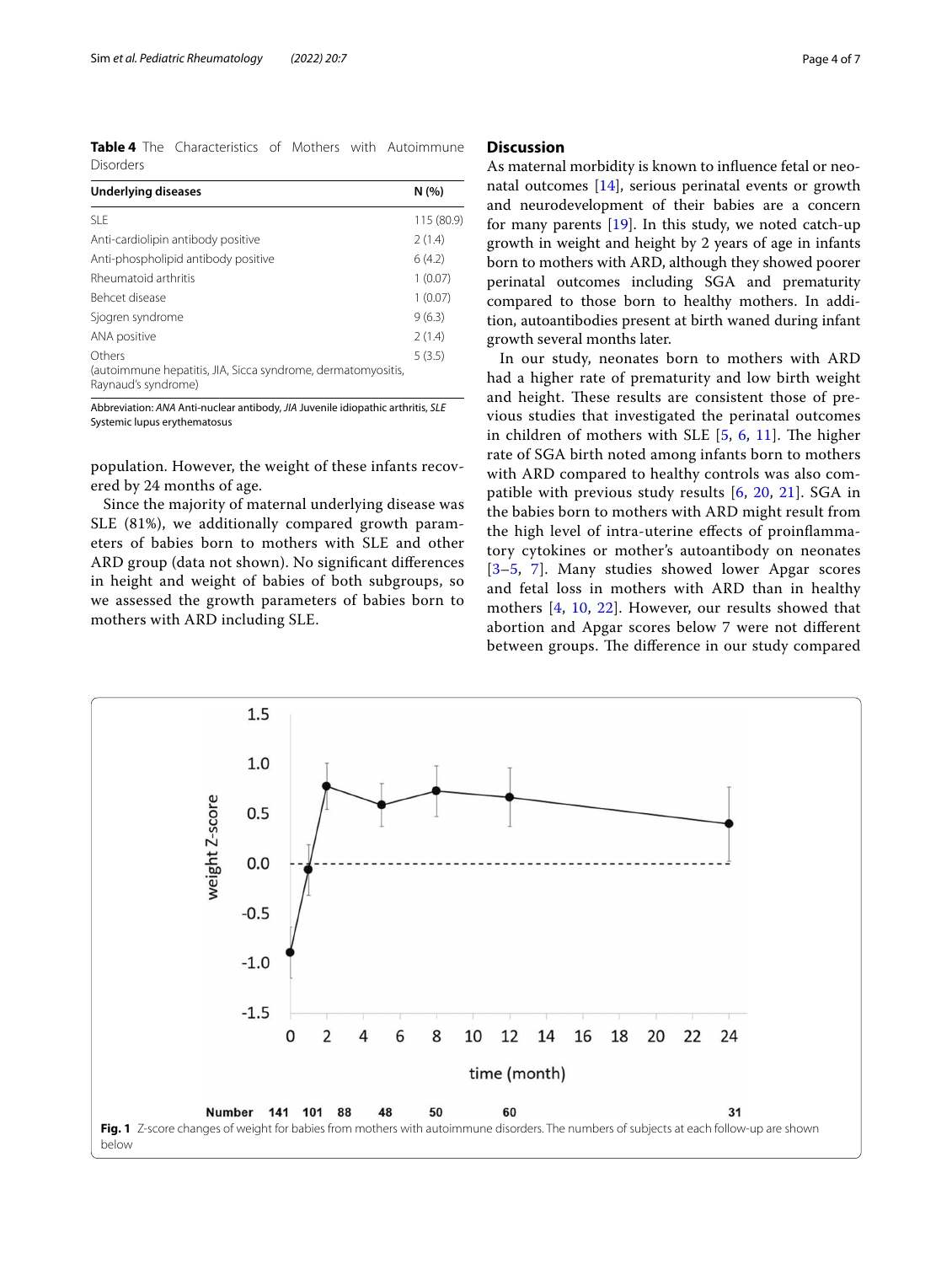**Table 4** The Characteristics of Mothers with Autoimmune Disorders

| Underlying diseases | N (%) |
| --- | --- |
| SLE | 115 (80.9) |
| Anti-cardiolipin antibody positive | 2 (1.4) |
| Anti-phospholipid antibody positive | 6 (4.2) |
| Rheumatoid arthritis | 1 (0.07) |
| Behcet disease | 1 (0.07) |
| Sjogren syndrome | 9 (6.3) |
| ANA positive | 2 (1.4) |
| Others (autoimmune hepatitis, JIA, Sicca syndrome, dermatomyositis, Raynaud's syndrome) | 5 (3.5) |

Abbreviation: *ANA* Anti-nuclear antibody, *JIA* Juvenile idiopathic arthritis, *SLE* Systemic lupus erythematosus

population. However, the weight of these infants recovered by 24 months of age.

Since the majority of maternal underlying disease was SLE (81%), we additionally compared growth parameters of babies born to mothers with SLE and other ARD group (data not shown). No significant differences in height and weight of babies of both subgroups, so we assessed the growth parameters of babies born to mothers with ARD including SLE.

## Discussion

As maternal morbidity is known to influence fetal or neonatal outcomes [14], serious perinatal events or growth and neurodevelopment of their babies are a concern for many parents [19]. In this study, we noted catch-up growth in weight and height by 2 years of age in infants born to mothers with ARD, although they showed poorer perinatal outcomes including SGA and prematurity compared to those born to healthy mothers. In addition, autoantibodies present at birth waned during infant growth several months later.

In our study, neonates born to mothers with ARD had a higher rate of prematurity and low birth weight and height. These results are consistent those of previous studies that investigated the perinatal outcomes in children of mothers with SLE [5, 6, 11]. The higher rate of SGA birth noted among infants born to mothers with ARD compared to healthy controls was also compatible with previous study results [6, 20, 21]. SGA in the babies born to mothers with ARD might result from the high level of intra-uterine effects of proinflammatory cytokines or mother's autoantibody on neonates [3–5, 7]. Many studies showed lower Apgar scores and fetal loss in mothers with ARD than in healthy mothers [4, 10, 22]. However, our results showed that abortion and Apgar scores below 7 were not different between groups. The difference in our study compared

**Fig. 1** Z-score changes of weight for babies from mothers with autoimmune disorders. The numbers of subjects at each follow-up are shown below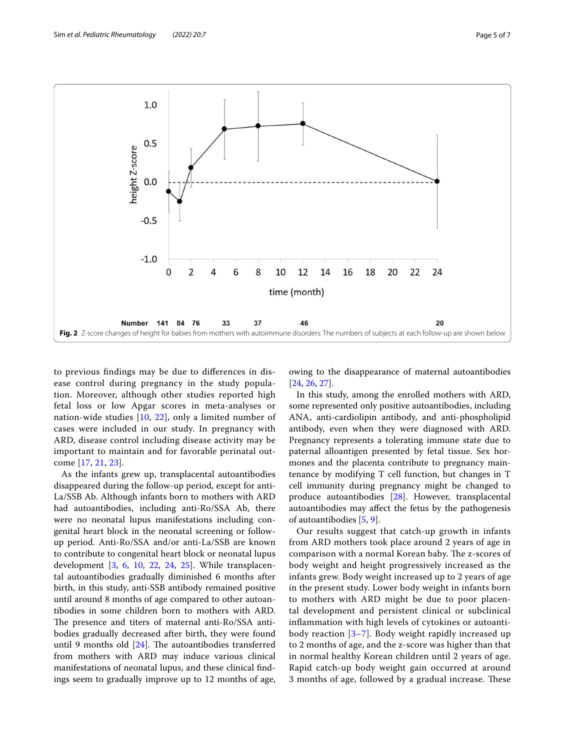Fig. 2 Z-score changes of height for babies from mothers with autoimmune disorders. The numbers of subjects at each follow-up are shown below

to previous findings may be due to differences in disease control during pregnancy in the study population. Moreover, although other studies reported high fetal loss or low Apgar scores in meta-analyses or nation-wide studies [10, 22], only a limited number of cases were included in our study. In pregnancy with ARD, disease control including disease activity may be important to maintain and for favorable perinatal outcome [17, 21, 23].

As the infants grew up, transplacental autoantibodies disappeared during the follow-up period, except for anti-La/SSB Ab. Although infants born to mothers with ARD had autoantibodies, including anti-Ro/SSA Ab, there were no neonatal lupus manifestations including congenital heart block in the neonatal screening or follow-up period. Anti-Ro/SSA and/or anti-La/SSB are known to contribute to congenital heart block or neonatal lupus development [3, 6, 10, 22, 24, 25]. While transplacental autoantibodies gradually diminished 6 months after birth, in this study, anti-SSB antibody remained positive until around 8 months of age compared to other autoantibodies in some children born to mothers with ARD. The presence and titers of maternal anti-Ro/SSA antibodies gradually decreased after birth, but they were found until 9 months old [24]. The autoantibodies transferred from mothers with ARD may induce various clinical manifestations of neonatal lupus, and these clinical findings seem to gradually improve up to 12 months of age, owing to the disappearance of maternal autoantibodies [24, 26, 27].

In this study, among the enrolled mothers with ARD, some represented only positive autoantibodies, including ANA, anti-cardiolipin antibody, and anti-phospholipid antibody, even when they were diagnosed with ARD. Pregnancy represents a tolerating immune state due to paternal alloantigen presented by fetal tissue. Sex hormones and the placenta contribute to pregnancy maintenance by modifying T cell function, but changes in T cell immunity during pregnancy might be changed to produce autoantibodies [28]. However, transplacental autoantibodies may affect the fetus by the pathogenesis of autoantibodies [5, 9].

Our results suggest that catch-up growth in infants from ARD mothers took place around 2 years of age in comparison with a normal Korean baby. The z-scores of body weight and height progressively increased as the infants grew. Body weight increased up to 2 years of age in the present study. Lower body weight in infants born to mothers with ARD might be due to poor placental development and persistent clinical or subclinical inflammation with high levels of cytokines or autoantibody reaction [3–7]. Body weight rapidly increased up to 2 months of age, and the z-score was higher than that in normal healthy Korean children until 2 years of age. Rapid catch-up body weight gain occurred at around 3 months of age, followed by a gradual increase. These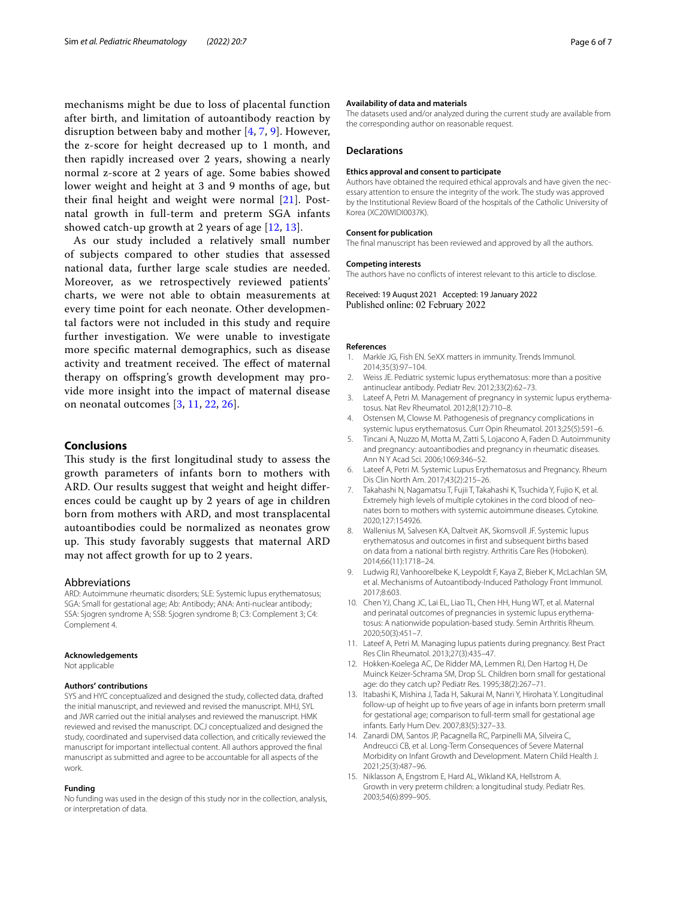mechanisms might be due to loss of placental function after birth, and limitation of autoantibody reaction by disruption between baby and mother [4, 7, 9]. However, the z-score for height decreased up to 1 month, and then rapidly increased over 2 years, showing a nearly normal z-score at 2 years of age. Some babies showed lower weight and height at 3 and 9 months of age, but their final height and weight were normal [21]. Postnatal growth in full-term and preterm SGA infants showed catch-up growth at 2 years of age [12, 13].

As our study included a relatively small number of subjects compared to other studies that assessed national data, further large scale studies are needed. Moreover, as we retrospectively reviewed patients' charts, we were not able to obtain measurements at every time point for each neonate. Other developmental factors were not included in this study and require further investigation. We were unable to investigate more specific maternal demographics, such as disease activity and treatment received. The effect of maternal therapy on offspring's growth development may provide more insight into the impact of maternal disease on neonatal outcomes [3, 11, 22, 26].

## Conclusions

This study is the first longitudinal study to assess the growth parameters of infants born to mothers with ARD. Our results suggest that weight and height differences could be caught up by 2 years of age in children born from mothers with ARD, and most transplacental autoantibodies could be normalized as neonates grow up. This study favorably suggests that maternal ARD may not affect growth for up to 2 years.

### Abbreviations

ARD: Autoimmune rheumatic disorders; SLE: Systemic lupus erythematosus; SGA: Small for gestational age; Ab: Antibody; ANA: Anti-nuclear antibody; SSA: Sjogren syndrome A; SSB: Sjogren syndrome B; C3: Complement 3; C4: Complement 4.

#### Acknowledgements

Not applicable

#### Authors' contributions

SYS and HYC conceptualized and designed the study, collected data, drafted the initial manuscript, and reviewed and revised the manuscript. MHJ, SYL and JWR carried out the initial analyses and reviewed the manuscript. HMK reviewed and revised the manuscript. DCJ conceptualized and designed the study, coordinated and supervised data collection, and critically reviewed the manuscript for important intellectual content. All authors approved the final manuscript as submitted and agree to be accountable for all aspects of the work.

#### Funding

No funding was used in the design of this study nor in the collection, analysis, or interpretation of data.

#### Availability of data and materials

The datasets used and/or analyzed during the current study are available from the corresponding author on reasonable request.

### Declarations

#### Ethics approval and consent to participate

Authors have obtained the required ethical approvals and have given the necessary attention to ensure the integrity of the work. The study was approved by the Institutional Review Board of the hospitals of the Catholic University of Korea (XC20WIDI0037K).

#### Consent for publication

The final manuscript has been reviewed and approved by all the authors.

#### Competing interests

The authors have no conflicts of interest relevant to this article to disclose.

Received: 19 August 2021 Accepted: 19 January 2022
Published online: 02 February 2022

#### References

1. Markle JG, Fish EN. SeXX matters in immunity. Trends Immunol. 2014;35(3):97–104.
2. Weiss JE. Pediatric systemic lupus erythematosus: more than a positive antinuclear antibody. Pediatr Rev. 2012;33(2):62–73.
3. Lateef A, Petri M. Management of pregnancy in systemic lupus erythematosus. Nat Rev Rheumatol. 2012;8(12):710–8.
4. Ostensen M, Clowse M. Pathogenesis of pregnancy complications in systemic lupus erythematosus. Curr Opin Rheumatol. 2013;25(5):591–6.
5. Tincani A, Nuzzo M, Motta M, Zatti S, Lojacono A, Faden D. Autoimmunity and pregnancy: autoantibodies and pregnancy in rheumatic diseases. Ann N Y Acad Sci. 2006;1069:346–52.
6. Lateef A, Petri M. Systemic Lupus Erythematosus and Pregnancy. Rheum Dis Clin North Am. 2017;43(2):215–26.
7. Takahashi N, Nagamatsu T, Fujii T, Takahashi K, Tsuchida Y, Fujio K, et al. Extremely high levels of multiple cytokines in the cord blood of neonates born to mothers with systemic autoimmune diseases. Cytokine. 2020;127:154926.
8. Wallenius M, Salvesen KA, Daltveit AK, Skomsvoll JF. Systemic lupus erythematosus and outcomes in first and subsequent births based on data from a national birth registry. Arthritis Care Res (Hoboken). 2014;66(11):1718–24.
9. Ludwig RJ, Vanhoorelbeke K, Leypoldt F, Kaya Z, Bieber K, McLachlan SM, et al. Mechanisms of Autoantibody-Induced Pathology Front Immunol. 2017;8:603.
10. Chen YJ, Chang JC, Lai EL, Liao TL, Chen HH, Hung WT, et al. Maternal and perinatal outcomes of pregnancies in systemic lupus erythematosus: A nationwide population-based study. Semin Arthritis Rheum. 2020;50(3):451–7.
11. Lateef A, Petri M. Managing lupus patients during pregnancy. Best Pract Res Clin Rheumatol. 2013;27(3):435–47.
12. Hokken-Koelega AC, De Ridder MA, Lemmen RJ, Den Hartog H, De Muinck Keizer-Schrama SM, Drop SL. Children born small for gestational age: do they catch up? Pediatr Res. 1995;38(2):267–71.
13. Itabashi K, Mishina J, Tada H, Sakurai M, Nanri Y, Hirohata Y. Longitudinal follow-up of height up to five years of age in infants born preterm small for gestational age; comparison to full-term small for gestational age infants. Early Hum Dev. 2007;83(5):327–33.
14. Zanardi DM, Santos JP, Pacagnella RC, Parpinelli MA, Silveira C, Andreucci CB, et al. Long-Term Consequences of Severe Maternal Morbidity on Infant Growth and Development. Matern Child Health J. 2021;25(3):487–96.
15. Niklasson A, Engstrom E, Hard AL, Wikland KA, Hellstrom A. Growth in very preterm children: a longitudinal study. Pediatr Res. 2003;54(6):899–905.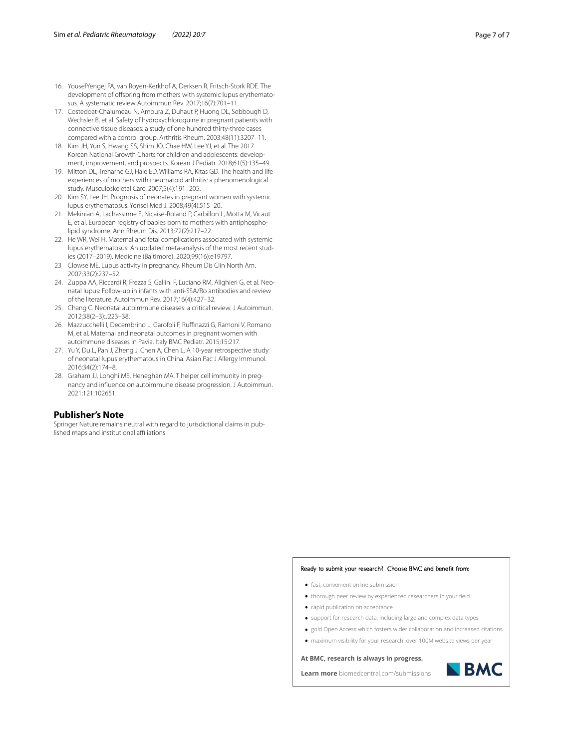16. YousefYengej FA, van Royen-Kerkhof A, Derksen R, Fritsch-Stork RDE. The development of offspring from mothers with systemic lupus erythematosus. A systematic review Autoimmun Rev. 2017;16(7):701–11.
17. Costedoat-Chalumeau N, Amoura Z, Duhaut P, Huong DL, Sebbough D, Wechsler B, et al. Safety of hydroxychloroquine in pregnant patients with connective tissue diseases: a study of one hundred thirty-three cases compared with a control group. Arthritis Rheum. 2003;48(11):3207–11.
18. Kim JH, Yun S, Hwang SS, Shim JO, Chae HW, Lee YJ, et al. The 2017 Korean National Growth Charts for children and adolescents: development, improvement, and prospects. Korean J Pediatr. 2018;61(5):135–49.
19. Mitton DL, Treharne GJ, Hale ED, Williams RA, Kitas GD. The health and life experiences of mothers with rheumatoid arthritis: a phenomenological study. Musculoskeletal Care. 2007;5(4):191–205.
20. Kim SY, Lee JH. Prognosis of neonates in pregnant women with systemic lupus erythematosus. Yonsei Med J. 2008;49(4):515–20.
21. Mekinian A, Lachassinne E, Nicaise-Roland P, Carbillon L, Motta M, Vicaut E, et al. European registry of babies born to mothers with antiphospholipid syndrome. Ann Rheum Dis. 2013;72(2):217–22.
22. He WR, Wei H. Maternal and fetal complications associated with systemic lupus erythematosus: An updated meta-analysis of the most recent studies (2017–2019). Medicine (Baltimore). 2020;99(16):e19797.
23 Clowse ME. Lupus activity in pregnancy. Rheum Dis Clin North Am. 2007;33(2):237–52.
24. Zuppa AA, Riccardi R, Frezza S, Gallini F, Luciano RM, Alighieri G, et al. Neonatal lupus: Follow-up in infants with anti-SSA/Ro antibodies and review of the literature. Autoimmun Rev. 2017;16(4):427–32.
25. Chang C. Neonatal autoimmune diseases: a critical review. J Autoimmun. 2012;38(2–3):J223–38.
26. Mazzucchelli I, Decembrino L, Garofoli F, Ruffinazzi G, Ramoni V, Romano M, et al. Maternal and neonatal outcomes in pregnant women with autoimmune diseases in Pavia. Italy BMC Pediatr. 2015;15:217.
27. Yu Y, Du L, Pan J, Zheng J, Chen A, Chen L. A 10-year retrospective study of neonatal lupus erythematous in China. Asian Pac J Allergy Immunol. 2016;34(2):174–8.
28. Graham JJ, Longhi MS, Heneghan MA. T helper cell immunity in pregnancy and influence on autoimmune disease progression. J Autoimmun. 2021;121:102651.

## Publisher's Note

Springer Nature remains neutral with regard to jurisdictional claims in published maps and institutional affiliations.

Ready to submit your research? Choose BMC and benefit from:

- fast, convenient online submission
- thorough peer review by experienced researchers in your field
- rapid publication on acceptance
- support for research data, including large and complex data types
- gold Open Access which fosters wider collaboration and increased citations
- maximum visibility for your research: over 100M website views per year

**At BMC, research is always in progress.**

**Learn more** biomedcentral.com/submissions

BMC